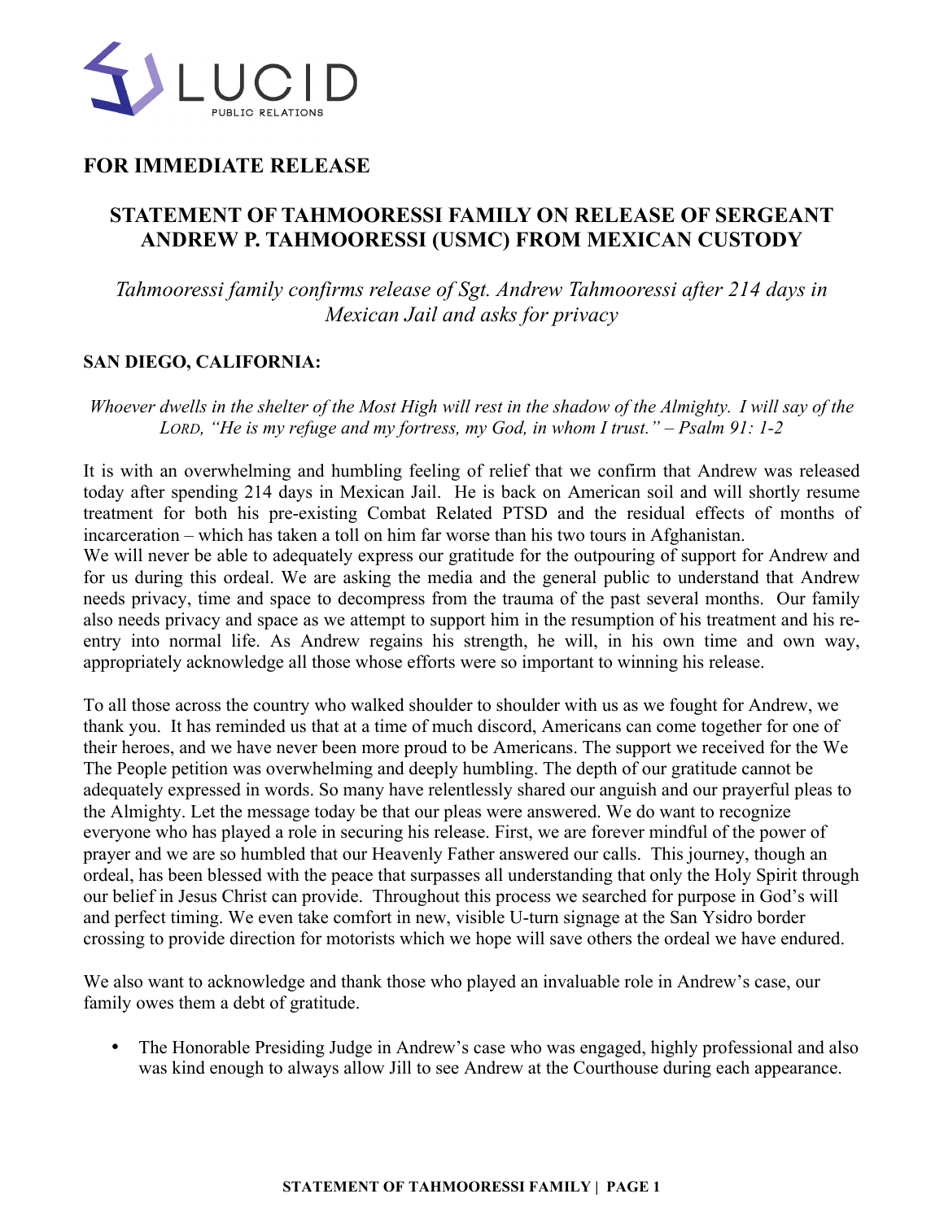LUCID

PUBLIC RELATIONS

## FOR IMMEDIATE RELEASE

# STATEMENT OF TAHMOORESSI FAMILY ON RELEASE OF SERGEANT ANDREW P. TAHMOORESSI (USMC) FROM MEXICAN CUSTODY

*Tahmooressi family confirms release of Sgt. Andrew Tahmooressi after 214 days in Mexican Jail and asks for privacy*

**SAN DIEGO, CALIFORNIA:**

*Whoever dwells in the shelter of the Most High will rest in the shadow of the Almighty. I will say of the LORD, "He is my refuge and my fortress, my God, in whom I trust." – Psalm 91: 1-2*

It is with an overwhelming and humbling feeling of relief that we confirm that Andrew was released today after spending 214 days in Mexican Jail. He is back on American soil and will shortly resume treatment for both his pre-existing Combat Related PTSD and the residual effects of months of incarceration – which has taken a toll on him far worse than his two tours in Afghanistan.
We will never be able to adequately express our gratitude for the outpouring of support for Andrew and for us during this ordeal. We are asking the media and the general public to understand that Andrew needs privacy, time and space to decompress from the trauma of the past several months. Our family also needs privacy and space as we attempt to support him in the resumption of his treatment and his re-entry into normal life. As Andrew regains his strength, he will, in his own time and own way, appropriately acknowledge all those whose efforts were so important to winning his release.

To all those across the country who walked shoulder to shoulder with us as we fought for Andrew, we thank you. It has reminded us that at a time of much discord, Americans can come together for one of their heroes, and we have never been more proud to be Americans. The support we received for the We The People petition was overwhelming and deeply humbling. The depth of our gratitude cannot be adequately expressed in words. So many have relentlessly shared our anguish and our prayerful pleas to the Almighty. Let the message today be that our pleas were answered. We do want to recognize everyone who has played a role in securing his release. First, we are forever mindful of the power of prayer and we are so humbled that our Heavenly Father answered our calls. This journey, though an ordeal, has been blessed with the peace that surpasses all understanding that only the Holy Spirit through our belief in Jesus Christ can provide. Throughout this process we searched for purpose in God's will and perfect timing. We even take comfort in new, visible U-turn signage at the San Ysidro border crossing to provide direction for motorists which we hope will save others the ordeal we have endured.

We also want to acknowledge and thank those who played an invaluable role in Andrew's case, our family owes them a debt of gratitude.

- The Honorable Presiding Judge in Andrew's case who was engaged, highly professional and also was kind enough to always allow Jill to see Andrew at the Courthouse during each appearance.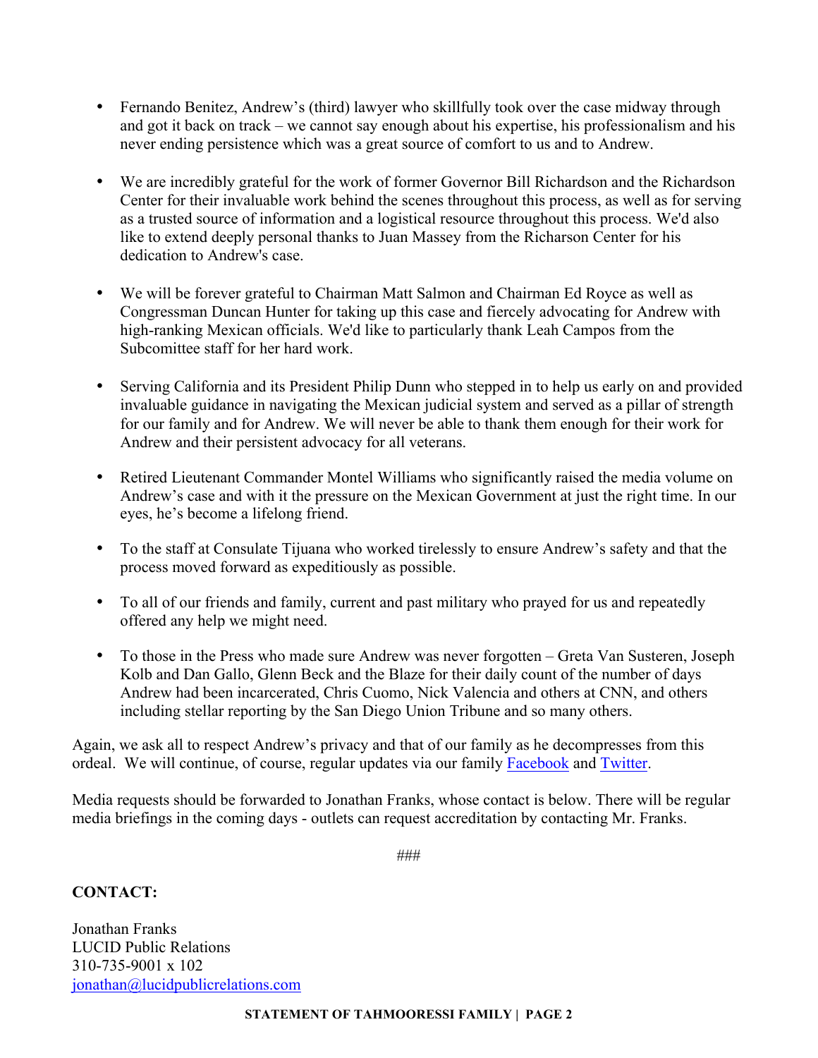- Fernando Benitez, Andrew's (third) lawyer who skillfully took over the case midway through and got it back on track – we cannot say enough about his expertise, his professionalism and his never ending persistence which was a great source of comfort to us and to Andrew.

- We are incredibly grateful for the work of former Governor Bill Richardson and the Richardson Center for their invaluable work behind the scenes throughout this process, as well as for serving as a trusted source of information and a logistical resource throughout this process. We'd also like to extend deeply personal thanks to Juan Massey from the Richarson Center for his dedication to Andrew's case.

- We will be forever grateful to Chairman Matt Salmon and Chairman Ed Royce as well as Congressman Duncan Hunter for taking up this case and fiercely advocating for Andrew with high-ranking Mexican officials. We'd like to particularly thank Leah Campos from the Subcomittee staff for her hard work.

- Serving California and its President Philip Dunn who stepped in to help us early on and provided invaluable guidance in navigating the Mexican judicial system and served as a pillar of strength for our family and for Andrew. We will never be able to thank them enough for their work for Andrew and their persistent advocacy for all veterans.

- Retired Lieutenant Commander Montel Williams who significantly raised the media volume on Andrew's case and with it the pressure on the Mexican Government at just the right time. In our eyes, he's become a lifelong friend.

- To the staff at Consulate Tijuana who worked tirelessly to ensure Andrew's safety and that the process moved forward as expeditiously as possible.

- To all of our friends and family, current and past military who prayed for us and repeatedly offered any help we might need.

- To those in the Press who made sure Andrew was never forgotten – Greta Van Susteren, Joseph Kolb and Dan Gallo, Glenn Beck and the Blaze for their daily count of the number of days Andrew had been incarcerated, Chris Cuomo, Nick Valencia and others at CNN, and others including stellar reporting by the San Diego Union Tribune and so many others.

Again, we ask all to respect Andrew's privacy and that of our family as he decompresses from this ordeal. We will continue, of course, regular updates via our family Facebook and Twitter.

Media requests should be forwarded to Jonathan Franks, whose contact is below. There will be regular media briefings in the coming days - outlets can request accreditation by contacting Mr. Franks.

###

**CONTACT:**

Jonathan Franks
LUCID Public Relations
310-735-9001 x 102
jonathan@lucidpublicrelations.com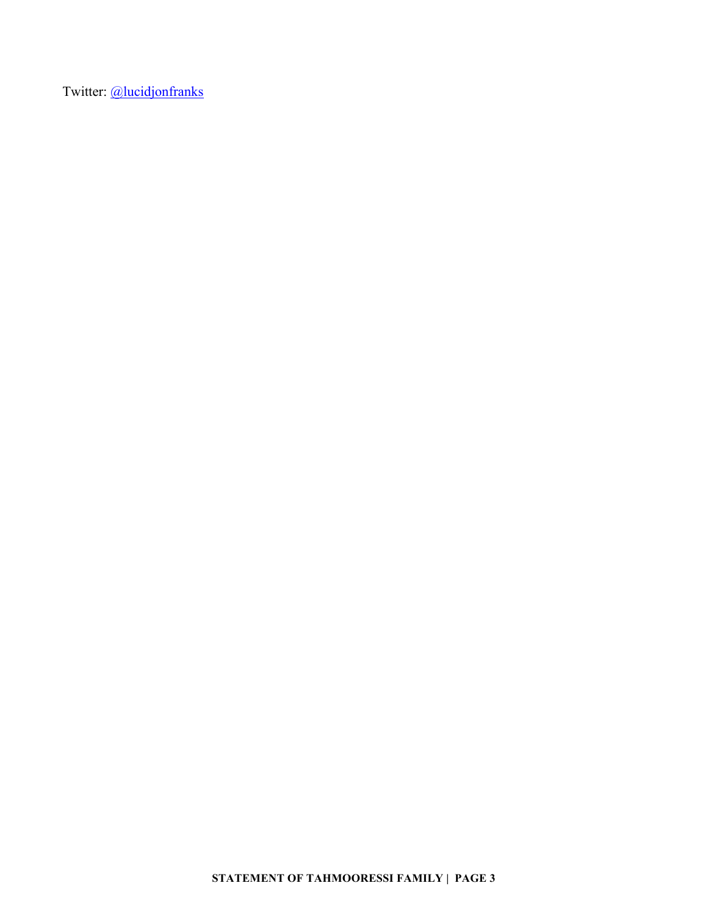Twitter: [@lucidjonfranks](https://twitter.com/lucidjonfranks)